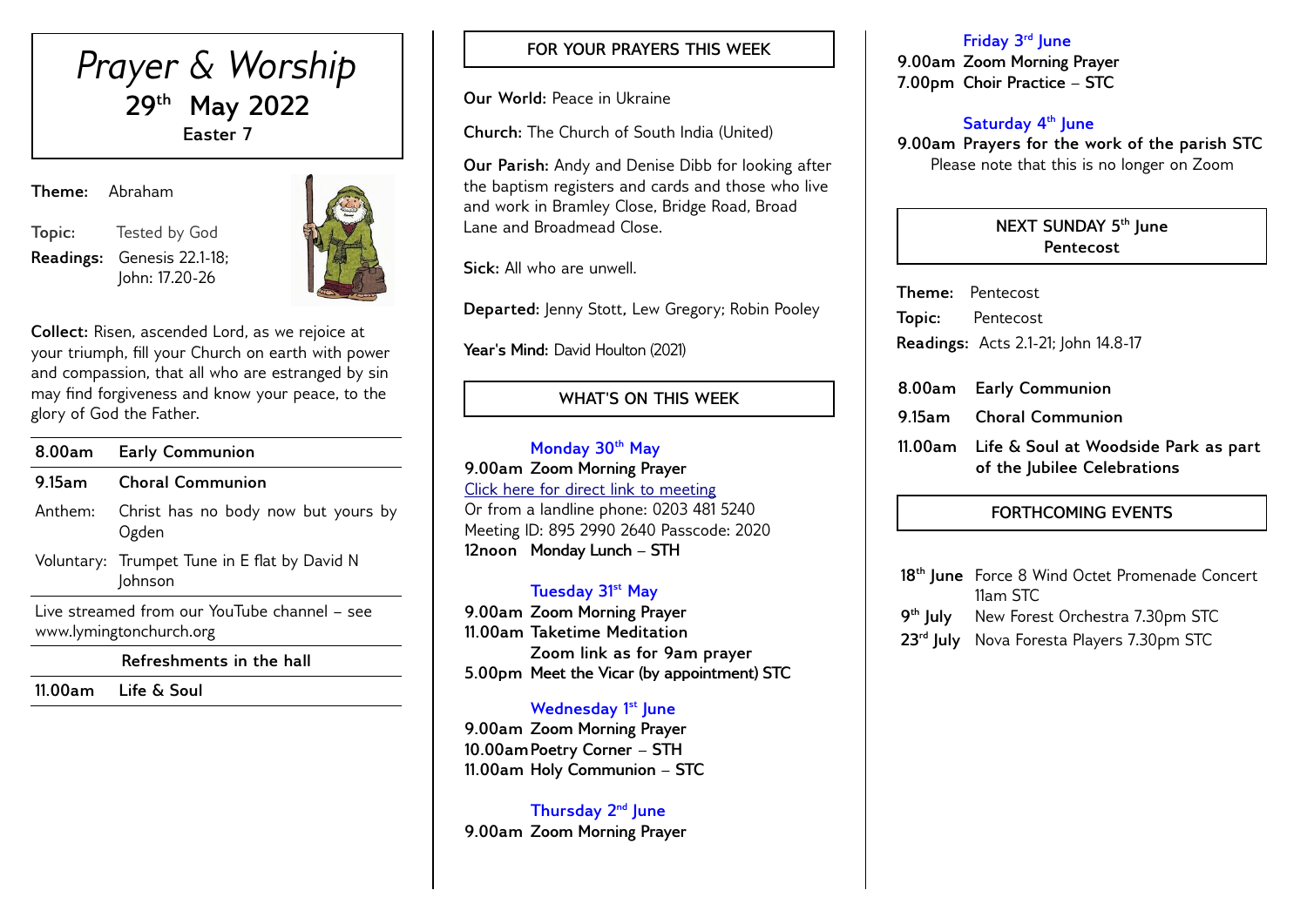# *Prayer & Worship*

## 29th May 2022

**Easter 7**

**Theme:** Abraham

**Topic:** Tested by God

**Readings:** Genesis 22.1-18; John: 17.20-26

**Collect:** Risen, ascended Lord, as we rejoice at your triumph, fill your Church on earth with power and compassion, that all who are estranged by sin may find forgiveness and know your peace, to the glory of God the Father.

| | |
|---|---|
| **8.00am** | **Early Communion** |
| **9.15am** | **Choral Communion** |
| Anthem: | Christ has no body now but yours by Ogden |
| Voluntary: | Trumpet Tune in E flat by David N Johnson |

Live streamed from our YouTube channel – see www.lymingtonchurch.org

**Refreshments in the hall**

**11.00am Life & Soul**

## FOR YOUR PRAYERS THIS WEEK

**Our World:** Peace in Ukraine

**Church:** The Church of South India (United)

**Our Parish:** Andy and Denise Dibb for looking after the baptism registers and cards and those who live and work in Bramley Close, Bridge Road, Broad Lane and Broadmead Close.

**Sick:** All who are unwell.

**Departed:** Jenny Stott, Lew Gregory; Robin Pooley

**Year's Mind:** David Houlton (2021)

## WHAT'S ON THIS WEEK

**Monday 30th May**

**9.00am Zoom Morning Prayer**
Click here for direct link to meeting
Or from a landline phone: 0203 481 5240
Meeting ID: 895 2990 2640 Passcode: 2020
**12noon Monday Lunch – STH**

**Tuesday 31st May**

**9.00am Zoom Morning Prayer**
**11.00am Taketime Meditation**
**Zoom link as for 9am prayer**
**5.00pm Meet the Vicar (by appointment) STC**

**Wednesday 1st June**

**9.00am Zoom Morning Prayer**
**10.00am Poetry Corner – STH**
**11.00am Holy Communion – STC**

**Thursday 2nd June**

**9.00am Zoom Morning Prayer**

**Friday 3rd June**

**9.00am Zoom Morning Prayer**
**7.00pm Choir Practice – STC**

**Saturday 4th June**

**9.00am Prayers for the work of the parish STC**
Please note that this is no longer on Zoom

## NEXT SUNDAY 5th June
**Pentecost**

**Theme:** Pentecost

**Topic:** Pentecost

**Readings:** Acts 2.1-21; John 14.8-17

| | |
|---|---|
| **8.00am** | **Early Communion** |
| **9.15am** | **Choral Communion** |
| **11.00am** | **Life & Soul at Woodside Park as part of the Jubilee Celebrations** |

## FORTHCOMING EVENTS

| | |
|---|---|
| **18th June** | Force 8 Wind Octet Promenade Concert 11am STC |
| **9th July** | New Forest Orchestra 7.30pm STC |
| **23rd July** | Nova Foresta Players 7.30pm STC |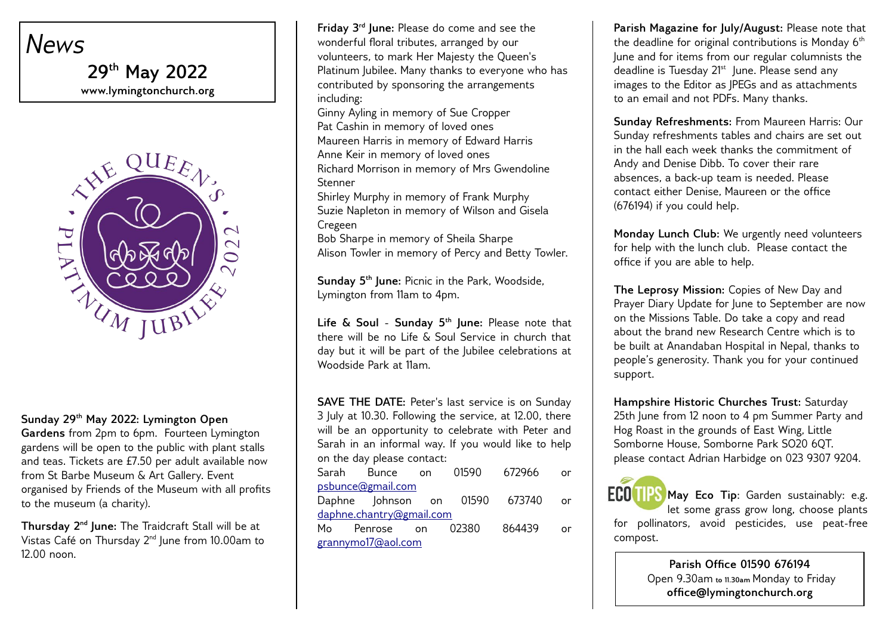# *News*

## 29th May 2022

**www.lymingtonchurch.org**

**Sunday 29th May 2022: Lymington Open Gardens** from 2pm to 6pm. Fourteen Lymington gardens will be open to the public with plant stalls and teas. Tickets are £7.50 per adult available now from St Barbe Museum & Art Gallery. Event organised by Friends of the Museum with all profits to the museum (a charity).

**Thursday 2nd June:** The Traidcraft Stall will be at Vistas Café on Thursday 2nd June from 10.00am to 12.00 noon.

**Friday 3rd June:** Please do come and see the wonderful floral tributes, arranged by our volunteers, to mark Her Majesty the Queen's Platinum Jubilee. Many thanks to everyone who has contributed by sponsoring the arrangements including:

Ginny Ayling in memory of Sue Cropper
Pat Cashin in memory of loved ones
Maureen Harris in memory of Edward Harris
Anne Keir in memory of loved ones
Richard Morrison in memory of Mrs Gwendoline Stenner
Shirley Murphy in memory of Frank Murphy
Suzie Napleton in memory of Wilson and Gisela Cregeen
Bob Sharpe in memory of Sheila Sharpe
Alison Towler in memory of Percy and Betty Towler.

**Sunday 5th June:** Picnic in the Park, Woodside, Lymington from 11am to 4pm.

**Life & Soul - Sunday 5th June:** Please note that there will be no Life & Soul Service in church that day but it will be part of the Jubilee celebrations at Woodside Park at 11am.

**SAVE THE DATE:** Peter's last service is on Sunday 3 July at 10.30. Following the service, at 12.00, there will be an opportunity to celebrate with Peter and Sarah in an informal way. If you would like to help on the day please contact:
Sarah Bunce on 01590 672966 or psbunce@gmail.com
Daphne Johnson on 01590 673740 or daphne.chantry@gmail.com
Mo Penrose on 02380 864439 or grannymo17@aol.com

**Parish Magazine for July/August:** Please note that the deadline for original contributions is Monday 6th June and for items from our regular columnists the deadline is Tuesday 21st June. Please send any images to the Editor as JPEGs and as attachments to an email and not PDFs. Many thanks.

**Sunday Refreshments:** From Maureen Harris: Our Sunday refreshments tables and chairs are set out in the hall each week thanks the commitment of Andy and Denise Dibb. To cover their rare absences, a back-up team is needed. Please contact either Denise, Maureen or the office (676194) if you could help.

**Monday Lunch Club:** We urgently need volunteers for help with the lunch club. Please contact the office if you are able to help.

**The Leprosy Mission:** Copies of New Day and Prayer Diary Update for June to September are now on the Missions Table. Do take a copy and read about the brand new Research Centre which is to be built at Anandaban Hospital in Nepal, thanks to people's generosity. Thank you for your continued support.

**Hampshire Historic Churches Trust:** Saturday 25th June from 12 noon to 4 pm Summer Party and Hog Roast in the grounds of East Wing, Little Somborne House, Somborne Park SO20 6QT. please contact Adrian Harbidge on 023 9307 9204.

ECO TIPS **May Eco Tip**: Garden sustainably: e.g. let some grass grow long, choose plants for pollinators, avoid pesticides, use peat-free compost.

**Parish Office 01590 676194**
Open 9.30am to 11.30am Monday to Friday
**office@lymingtonchurch.org**